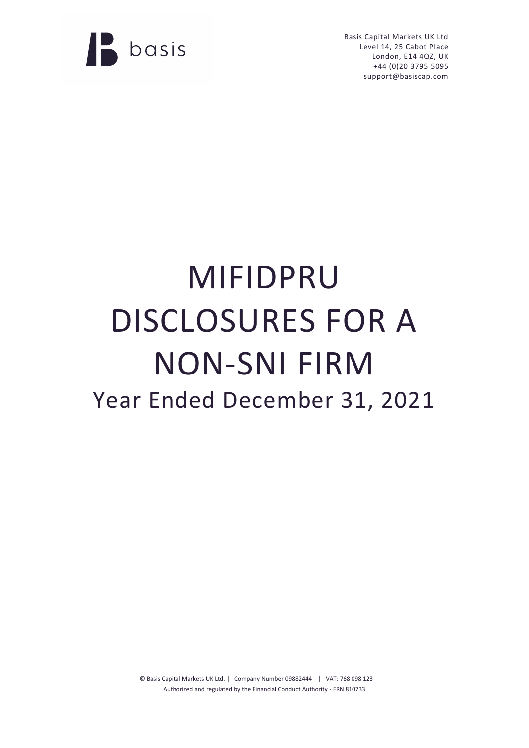basis

Basis Capital Markets UK Ltd
Level 14, 25 Cabot Place
London, E14 4QZ, UK
+44 (0)20 3795 5095
support@basiscap.com

# MIFIDPRU DISCLOSURES FOR A NON-SNI FIRM

## Year Ended December 31, 2021

© Basis Capital Markets UK Ltd. | Company Number 09882444 | VAT: 768 098 123
Authorized and regulated by the Financial Conduct Authority - FRN 810733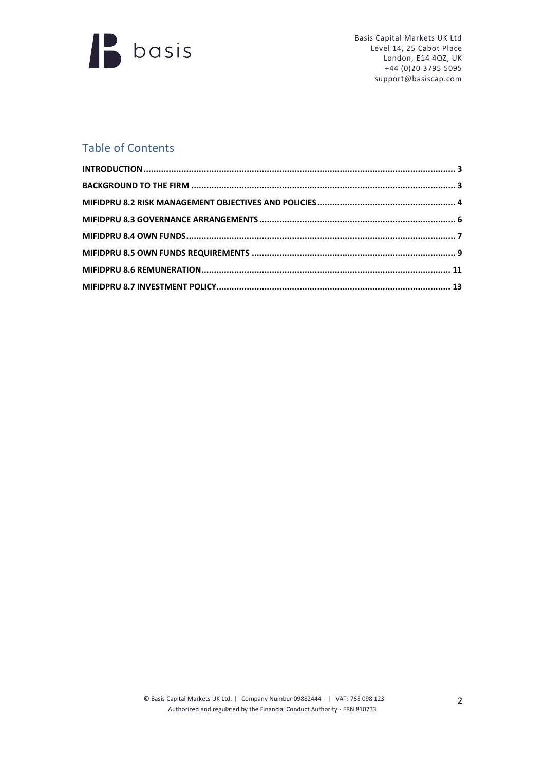## Table of Contents

- **INTRODUCTION** ........ 3
- **BACKGROUND TO THE FIRM** ........ 3
- **MIFIDPRU 8.2 RISK MANAGEMENT OBJECTIVES AND POLICIES** ........ 4
- **MIFIDPRU 8.3 GOVERNANCE ARRANGEMENTS** ........ 6
- **MIFIDPRU 8.4 OWN FUNDS** ........ 7
- **MIFIDPRU 8.5 OWN FUNDS REQUIREMENTS** ........ 9
- **MIFIDPRU 8.6 REMUNERATION** ........ 11
- **MIFIDPRU 8.7 INVESTMENT POLICY** ........ 13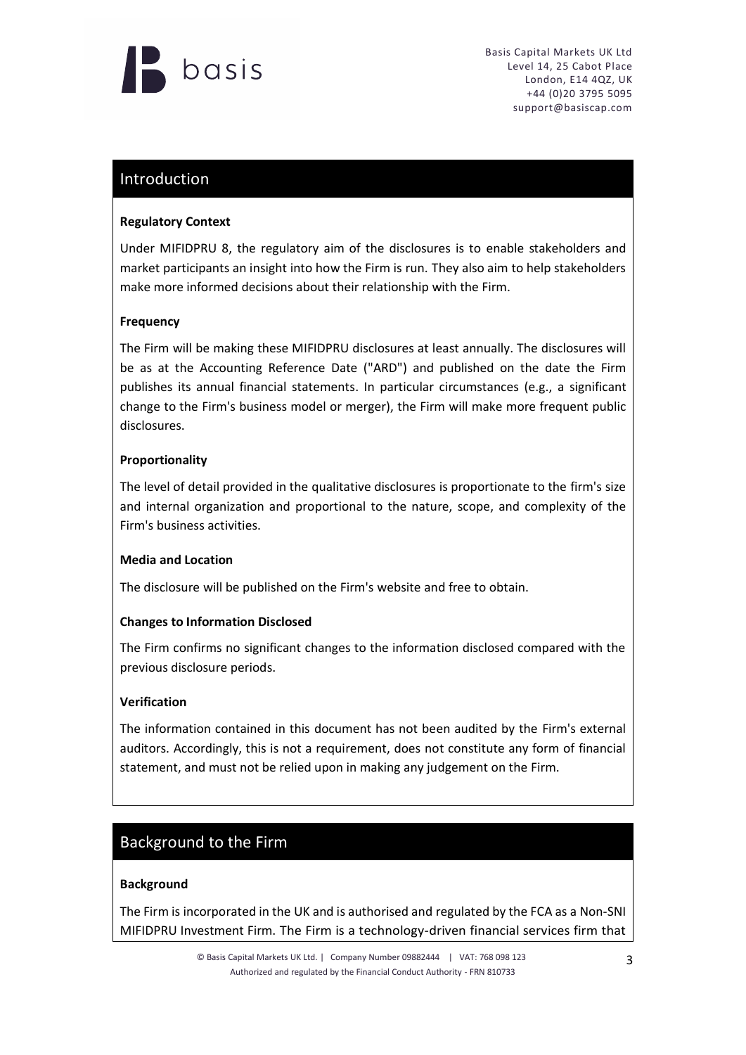## Introduction

### Regulatory Context

Under MIFIDPRU 8, the regulatory aim of the disclosures is to enable stakeholders and market participants an insight into how the Firm is run. They also aim to help stakeholders make more informed decisions about their relationship with the Firm.

### Frequency

The Firm will be making these MIFIDPRU disclosures at least annually. The disclosures will be as at the Accounting Reference Date ("ARD") and published on the date the Firm publishes its annual financial statements. In particular circumstances (e.g., a significant change to the Firm's business model or merger), the Firm will make more frequent public disclosures.

### Proportionality

The level of detail provided in the qualitative disclosures is proportionate to the firm's size and internal organization and proportional to the nature, scope, and complexity of the Firm's business activities.

### Media and Location

The disclosure will be published on the Firm's website and free to obtain.

### Changes to Information Disclosed

The Firm confirms no significant changes to the information disclosed compared with the previous disclosure periods.

### Verification

The information contained in this document has not been audited by the Firm's external auditors. Accordingly, this is not a requirement, does not constitute any form of financial statement, and must not be relied upon in making any judgement on the Firm.

## Background to the Firm

### Background

The Firm is incorporated in the UK and is authorised and regulated by the FCA as a Non-SNI MIFIDPRU Investment Firm. The Firm is a technology-driven financial services firm that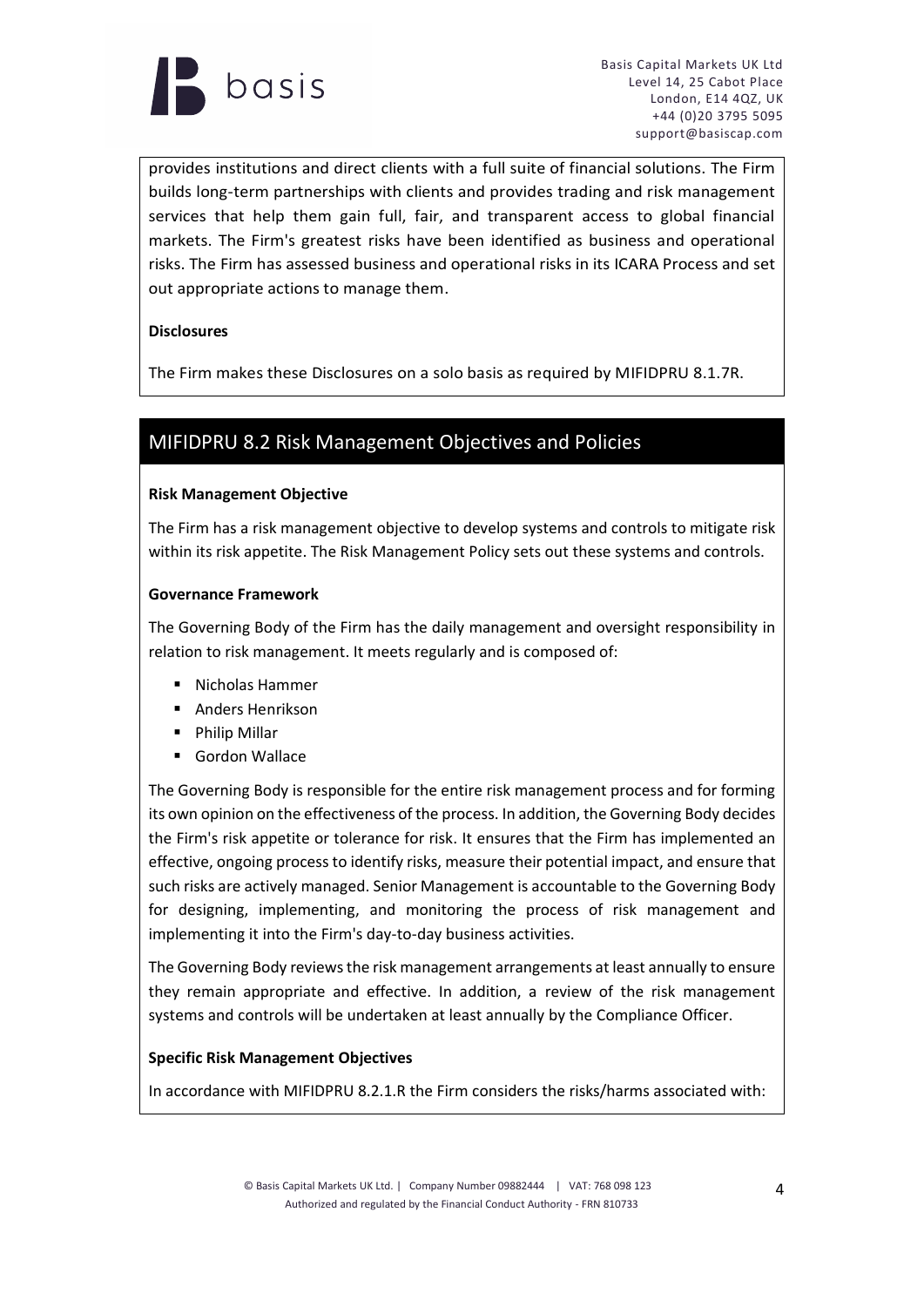provides institutions and direct clients with a full suite of financial solutions. The Firm builds long-term partnerships with clients and provides trading and risk management services that help them gain full, fair, and transparent access to global financial markets. The Firm's greatest risks have been identified as business and operational risks. The Firm has assessed business and operational risks in its ICARA Process and set out appropriate actions to manage them.

**Disclosures**

The Firm makes these Disclosures on a solo basis as required by MIFIDPRU 8.1.7R.

## MIFIDPRU 8.2 Risk Management Objectives and Policies

**Risk Management Objective**

The Firm has a risk management objective to develop systems and controls to mitigate risk within its risk appetite. The Risk Management Policy sets out these systems and controls.

**Governance Framework**

The Governing Body of the Firm has the daily management and oversight responsibility in relation to risk management. It meets regularly and is composed of:

- Nicholas Hammer
- Anders Henrikson
- Philip Millar
- Gordon Wallace

The Governing Body is responsible for the entire risk management process and for forming its own opinion on the effectiveness of the process. In addition, the Governing Body decides the Firm's risk appetite or tolerance for risk. It ensures that the Firm has implemented an effective, ongoing process to identify risks, measure their potential impact, and ensure that such risks are actively managed. Senior Management is accountable to the Governing Body for designing, implementing, and monitoring the process of risk management and implementing it into the Firm's day-to-day business activities.

The Governing Body reviews the risk management arrangements at least annually to ensure they remain appropriate and effective. In addition, a review of the risk management systems and controls will be undertaken at least annually by the Compliance Officer.

**Specific Risk Management Objectives**

In accordance with MIFIDPRU 8.2.1.R the Firm considers the risks/harms associated with: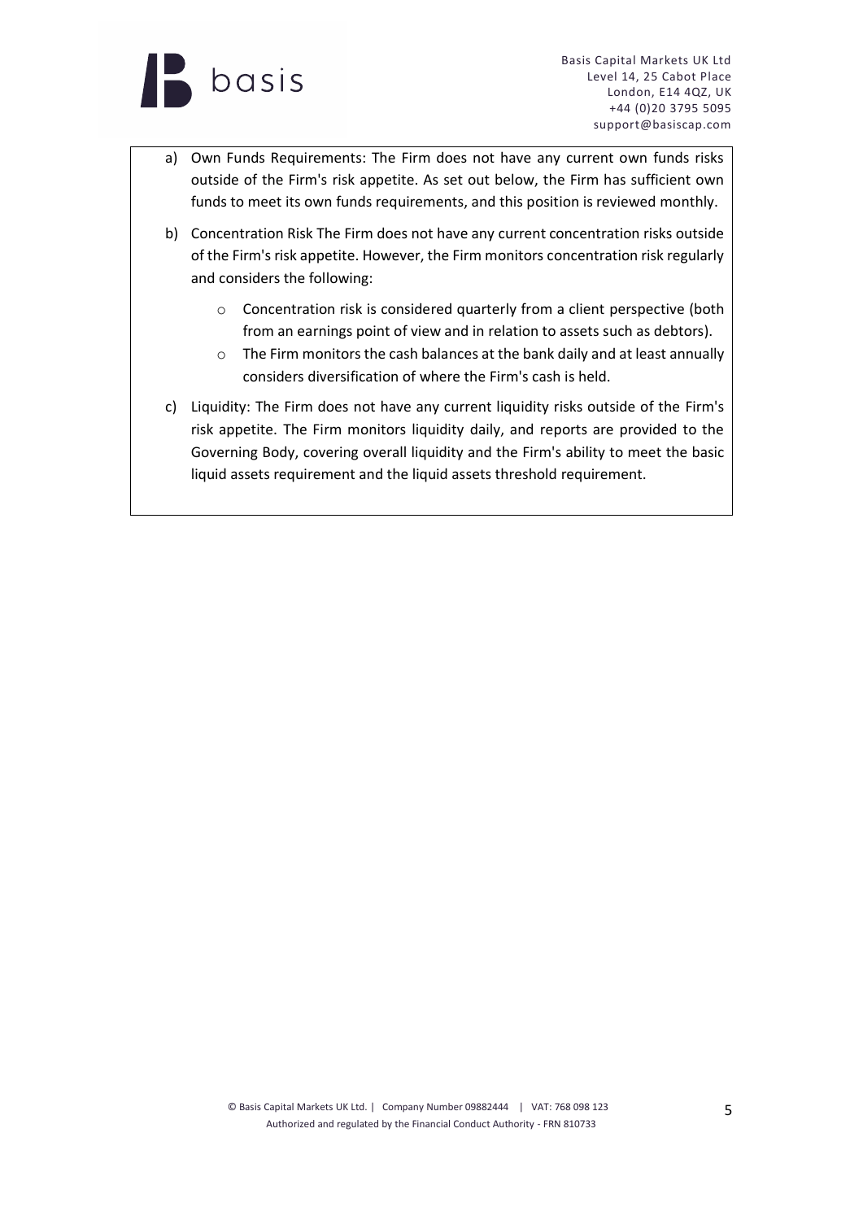a) Own Funds Requirements: The Firm does not have any current own funds risks outside of the Firm's risk appetite. As set out below, the Firm has sufficient own funds to meet its own funds requirements, and this position is reviewed monthly.

b) Concentration Risk The Firm does not have any current concentration risks outside of the Firm's risk appetite. However, the Firm monitors concentration risk regularly and considers the following:

   - Concentration risk is considered quarterly from a client perspective (both from an earnings point of view and in relation to assets such as debtors).
   - The Firm monitors the cash balances at the bank daily and at least annually considers diversification of where the Firm's cash is held.

c) Liquidity: The Firm does not have any current liquidity risks outside of the Firm's risk appetite. The Firm monitors liquidity daily, and reports are provided to the Governing Body, covering overall liquidity and the Firm's ability to meet the basic liquid assets requirement and the liquid assets threshold requirement.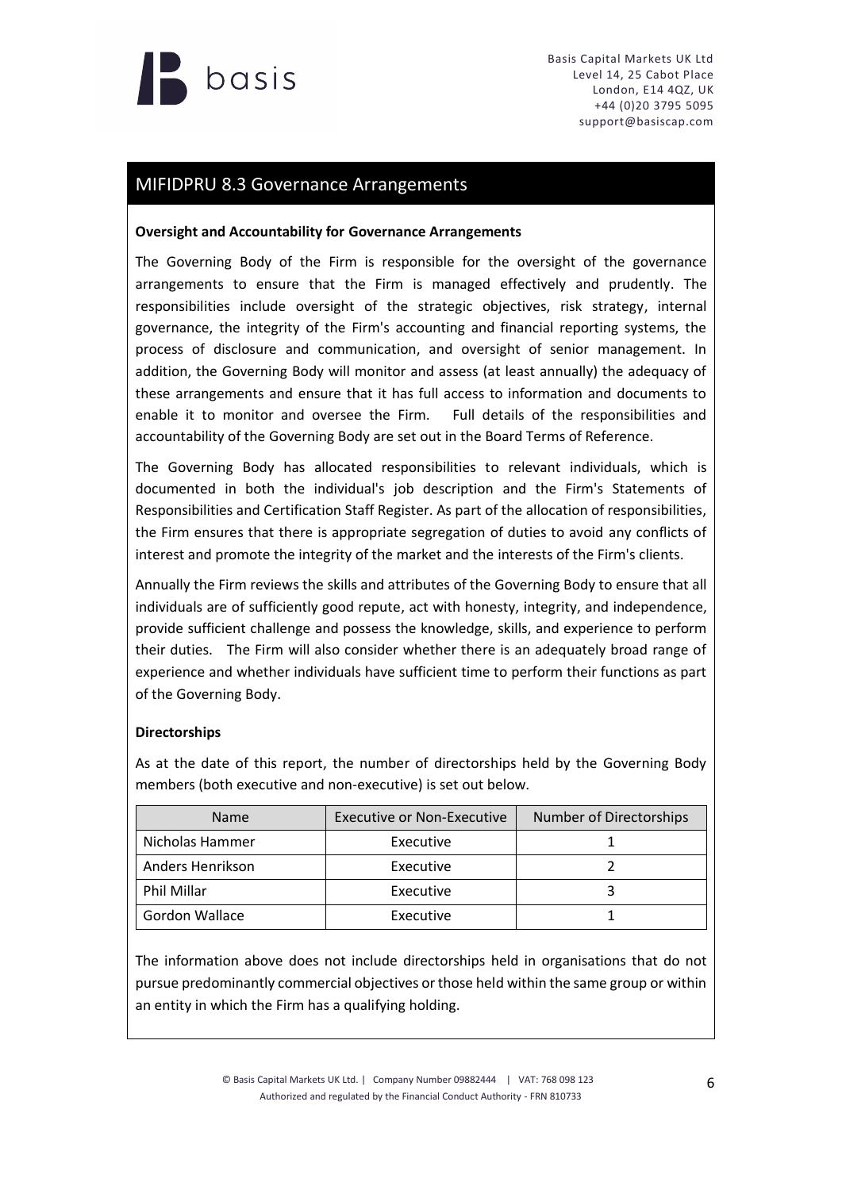## MIFIDPRU 8.3 Governance Arrangements

**Oversight and Accountability for Governance Arrangements**

The Governing Body of the Firm is responsible for the oversight of the governance arrangements to ensure that the Firm is managed effectively and prudently. The responsibilities include oversight of the strategic objectives, risk strategy, internal governance, the integrity of the Firm's accounting and financial reporting systems, the process of disclosure and communication, and oversight of senior management. In addition, the Governing Body will monitor and assess (at least annually) the adequacy of these arrangements and ensure that it has full access to information and documents to enable it to monitor and oversee the Firm. Full details of the responsibilities and accountability of the Governing Body are set out in the Board Terms of Reference.

The Governing Body has allocated responsibilities to relevant individuals, which is documented in both the individual's job description and the Firm's Statements of Responsibilities and Certification Staff Register. As part of the allocation of responsibilities, the Firm ensures that there is appropriate segregation of duties to avoid any conflicts of interest and promote the integrity of the market and the interests of the Firm's clients.

Annually the Firm reviews the skills and attributes of the Governing Body to ensure that all individuals are of sufficiently good repute, act with honesty, integrity, and independence, provide sufficient challenge and possess the knowledge, skills, and experience to perform their duties. The Firm will also consider whether there is an adequately broad range of experience and whether individuals have sufficient time to perform their functions as part of the Governing Body.

**Directorships**

As at the date of this report, the number of directorships held by the Governing Body members (both executive and non-executive) is set out below.

| Name | Executive or Non-Executive | Number of Directorships |
|---|---|---|
| Nicholas Hammer | Executive | 1 |
| Anders Henrikson | Executive | 2 |
| Phil Millar | Executive | 3 |
| Gordon Wallace | Executive | 1 |

The information above does not include directorships held in organisations that do not pursue predominantly commercial objectives or those held within the same group or within an entity in which the Firm has a qualifying holding.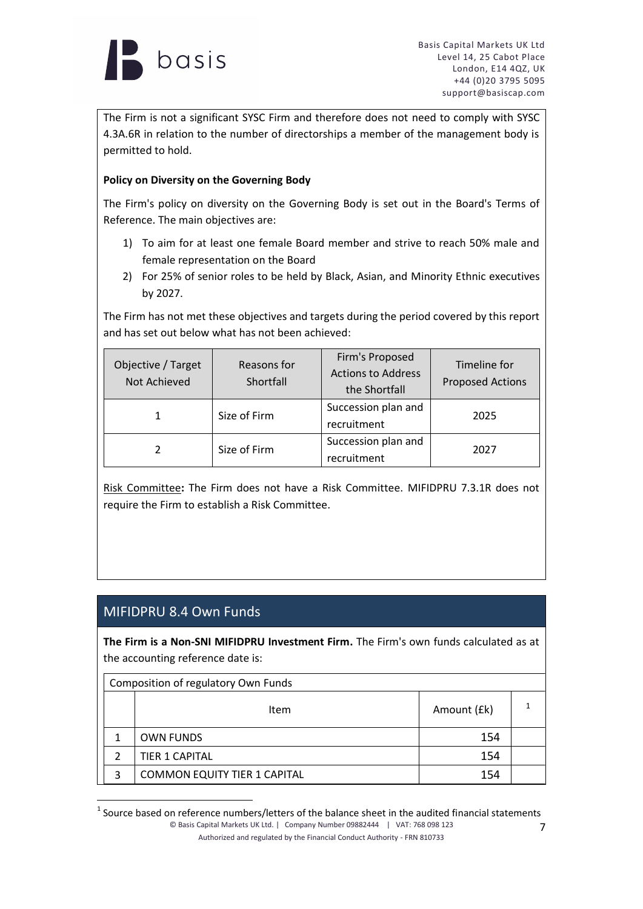The Firm is not a significant SYSC Firm and therefore does not need to comply with SYSC 4.3A.6R in relation to the number of directorships a member of the management body is permitted to hold.

**Policy on Diversity on the Governing Body**

The Firm's policy on diversity on the Governing Body is set out in the Board's Terms of Reference. The main objectives are:

1) To aim for at least one female Board member and strive to reach 50% male and female representation on the Board
2) For 25% of senior roles to be held by Black, Asian, and Minority Ethnic executives by 2027.

The Firm has not met these objectives and targets during the period covered by this report and has set out below what has not been achieved:

| Objective / Target Not Achieved | Reasons for Shortfall | Firm's Proposed Actions to Address the Shortfall | Timeline for Proposed Actions |
| --- | --- | --- | --- |
| 1 | Size of Firm | Succession plan and recruitment | 2025 |
| 2 | Size of Firm | Succession plan and recruitment | 2027 |

Risk Committee**:** The Firm does not have a Risk Committee. MIFIDPRU 7.3.1R does not require the Firm to establish a Risk Committee.

## MIFIDPRU 8.4 Own Funds

**The Firm is a Non-SNI MIFIDPRU Investment Firm.** The Firm's own funds calculated as at the accounting reference date is:

| Composition of regulatory Own Funds | | | |
| --- | --- | --- | --- |
| | Item | Amount (£k) | [1] |
| 1 | OWN FUNDS | 154 | |
| 2 | TIER 1 CAPITAL | 154 | |
| 3 | COMMON EQUITY TIER 1 CAPITAL | 154 | |

[1] Source based on reference numbers/letters of the balance sheet in the audited financial statements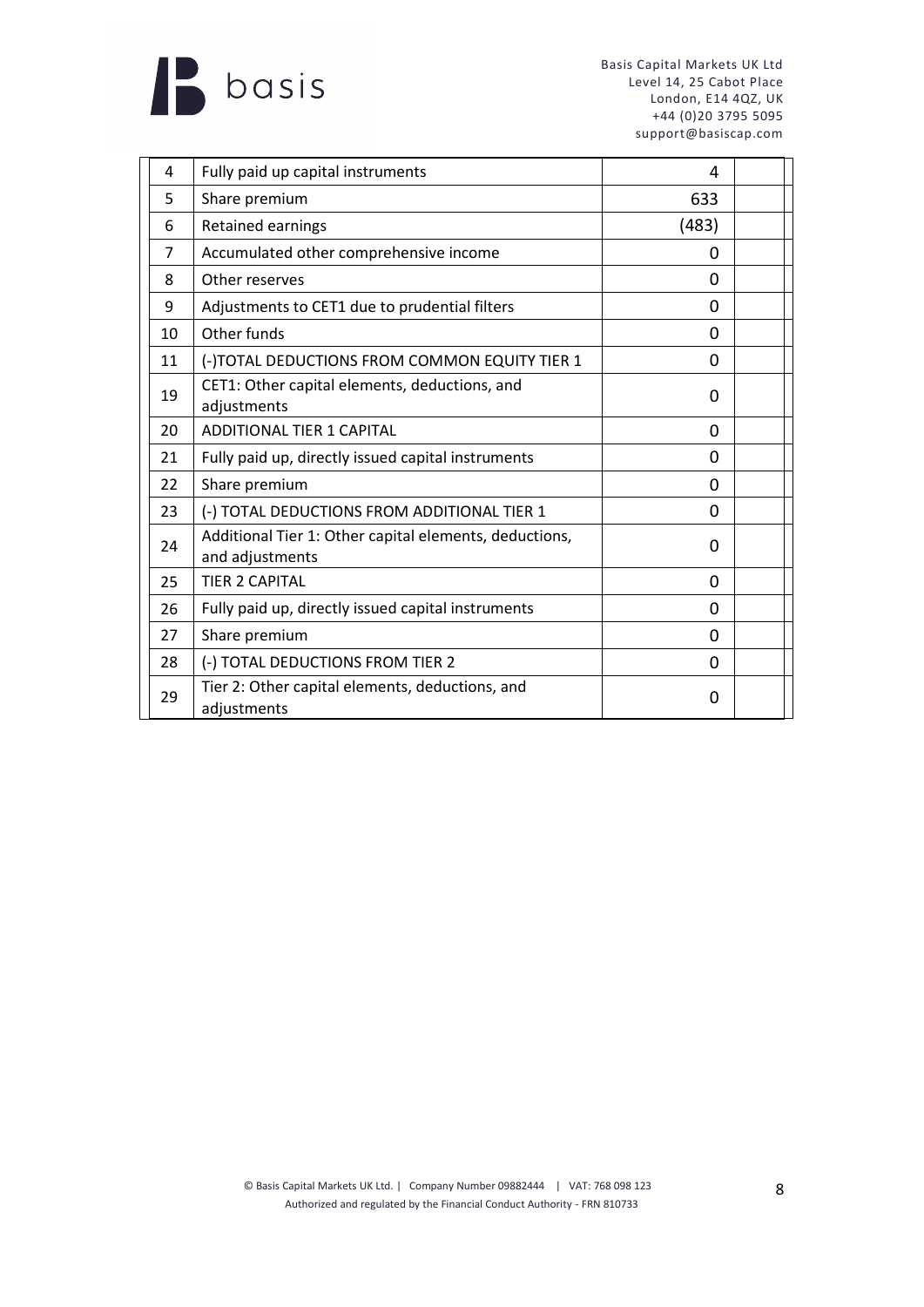| | | | |
|---|---|---|---|
| 4 | Fully paid up capital instruments | 4 | |
| 5 | Share premium | 633 | |
| 6 | Retained earnings | (483) | |
| 7 | Accumulated other comprehensive income | 0 | |
| 8 | Other reserves | 0 | |
| 9 | Adjustments to CET1 due to prudential filters | 0 | |
| 10 | Other funds | 0 | |
| 11 | (-)TOTAL DEDUCTIONS FROM COMMON EQUITY TIER 1 | 0 | |
| 19 | CET1: Other capital elements, deductions, and adjustments | 0 | |
| 20 | ADDITIONAL TIER 1 CAPITAL | 0 | |
| 21 | Fully paid up, directly issued capital instruments | 0 | |
| 22 | Share premium | 0 | |
| 23 | (-) TOTAL DEDUCTIONS FROM ADDITIONAL TIER 1 | 0 | |
| 24 | Additional Tier 1: Other capital elements, deductions, and adjustments | 0 | |
| 25 | TIER 2 CAPITAL | 0 | |
| 26 | Fully paid up, directly issued capital instruments | 0 | |
| 27 | Share premium | 0 | |
| 28 | (-) TOTAL DEDUCTIONS FROM TIER 2 | 0 | |
| 29 | Tier 2: Other capital elements, deductions, and adjustments | 0 | |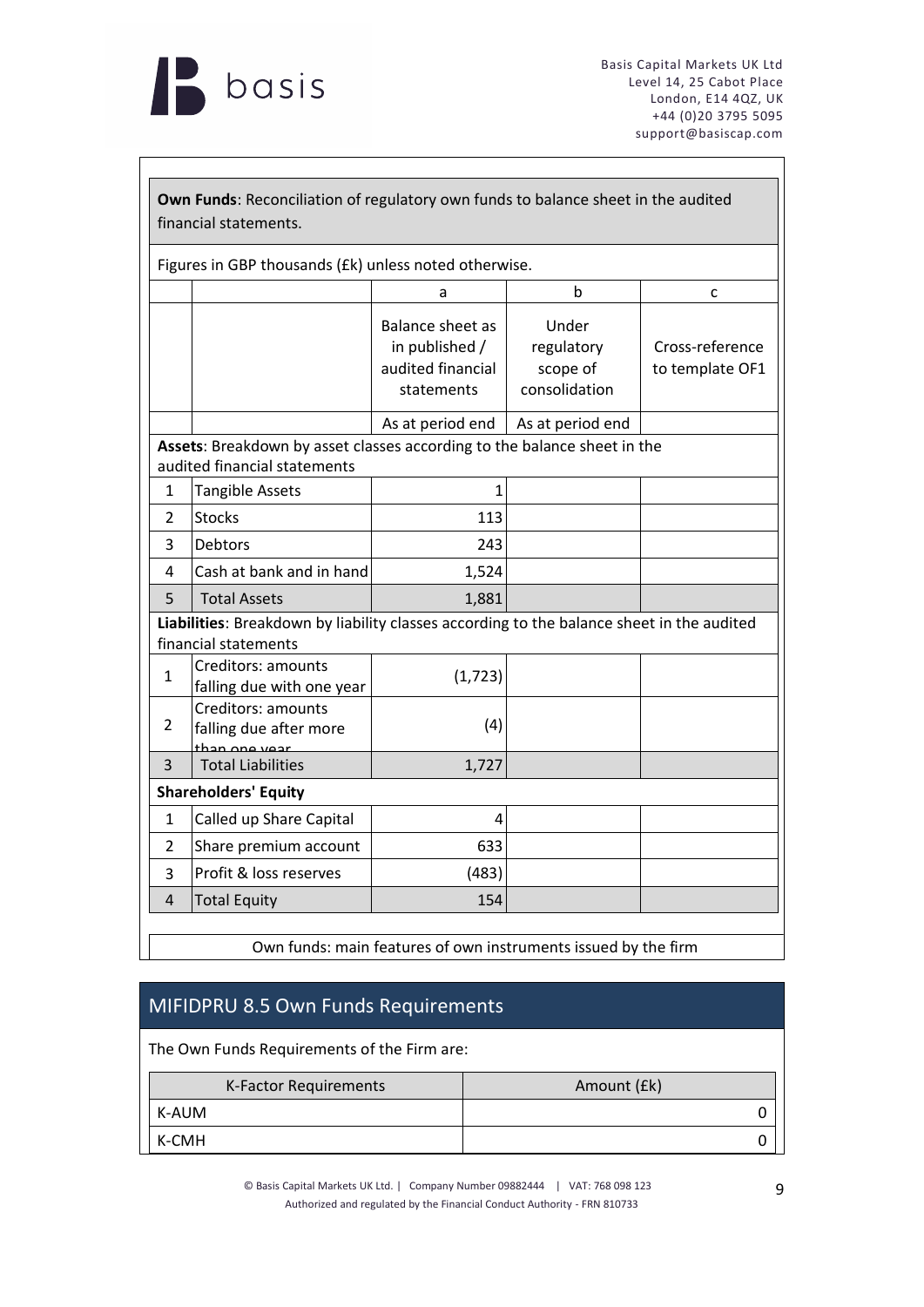**Own Funds**: Reconciliation of regulatory own funds to balance sheet in the audited financial statements.

Figures in GBP thousands (£k) unless noted otherwise.

| | | a | b | c |
|---|---|---|---|---|
| | | Balance sheet as in published / audited financial statements | Under regulatory scope of consolidation | Cross-reference to template OF1 |
| | | As at period end | As at period end | |
| **Assets**: Breakdown by asset classes according to the balance sheet in the audited financial statements | | | | |
| 1 | Tangible Assets | 1 | | |
| 2 | Stocks | 113 | | |
| 3 | Debtors | 243 | | |
| 4 | Cash at bank and in hand | 1,524 | | |
| 5 | Total Assets | 1,881 | | |
| **Liabilities**: Breakdown by liability classes according to the balance sheet in the audited financial statements | | | | |
| 1 | Creditors: amounts falling due with one year | (1,723) | | |
| 2 | Creditors: amounts falling due after more than one year | (4) | | |
| 3 | Total Liabilities | 1,727 | | |
| **Shareholders' Equity** | | | | |
| 1 | Called up Share Capital | 4 | | |
| 2 | Share premium account | 633 | | |
| 3 | Profit & loss reserves | (483) | | |
| 4 | Total Equity | 154 | | |

Own funds: main features of own instruments issued by the firm

## MIFIDPRU 8.5 Own Funds Requirements

The Own Funds Requirements of the Firm are:

| K-Factor Requirements | Amount (£k) |
|---|---|
| K-AUM | 0 |
| K-CMH | 0 |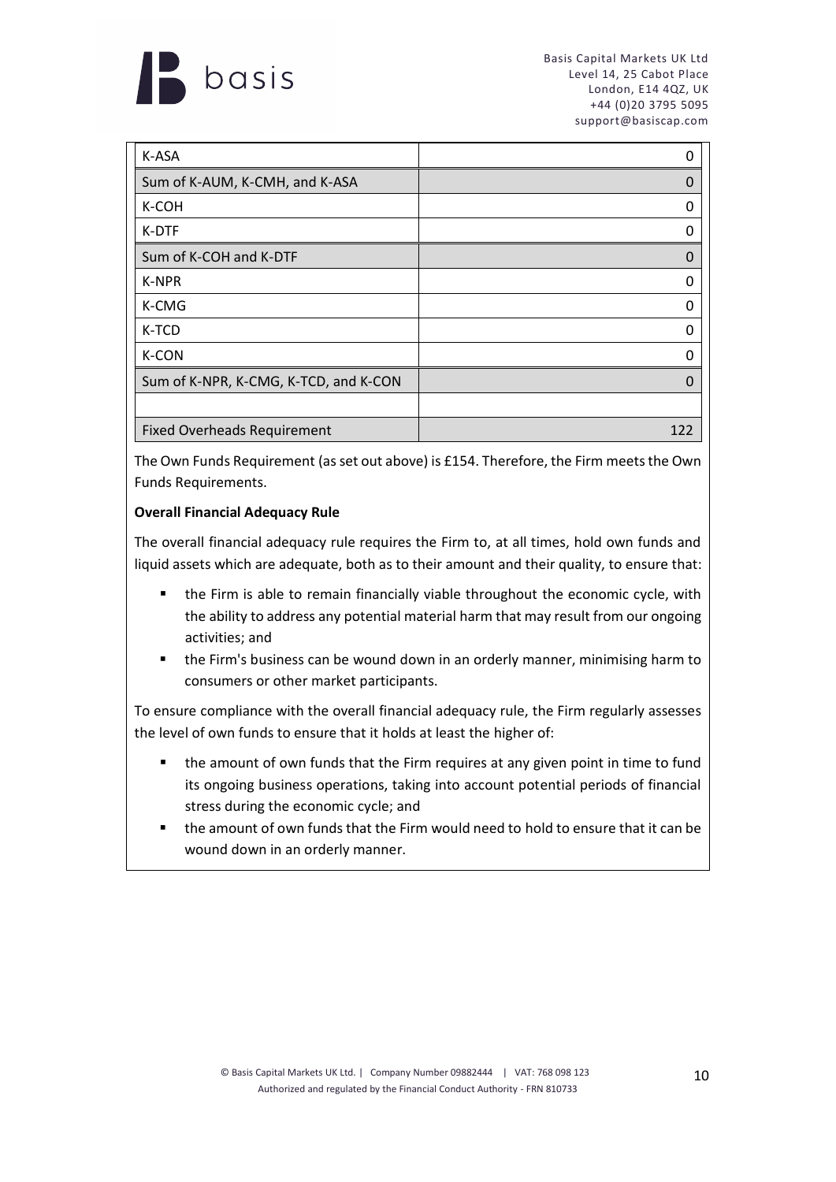| | |
|---|---|
| K-ASA | 0 |
| Sum of K-AUM, K-CMH, and K-ASA | 0 |
| K-COH | 0 |
| K-DTF | 0 |
| Sum of K-COH and K-DTF | 0 |
| K-NPR | 0 |
| K-CMG | 0 |
| K-TCD | 0 |
| K-CON | 0 |
| Sum of K-NPR, K-CMG, K-TCD, and K-CON | 0 |
| | |
| Fixed Overheads Requirement | 122 |

The Own Funds Requirement (as set out above) is £154. Therefore, the Firm meets the Own Funds Requirements.

**Overall Financial Adequacy Rule**

The overall financial adequacy rule requires the Firm to, at all times, hold own funds and liquid assets which are adequate, both as to their amount and their quality, to ensure that:

- the Firm is able to remain financially viable throughout the economic cycle, with the ability to address any potential material harm that may result from our ongoing activities; and
- the Firm's business can be wound down in an orderly manner, minimising harm to consumers or other market participants.

To ensure compliance with the overall financial adequacy rule, the Firm regularly assesses the level of own funds to ensure that it holds at least the higher of:

- the amount of own funds that the Firm requires at any given point in time to fund its ongoing business operations, taking into account potential periods of financial stress during the economic cycle; and
- the amount of own funds that the Firm would need to hold to ensure that it can be wound down in an orderly manner.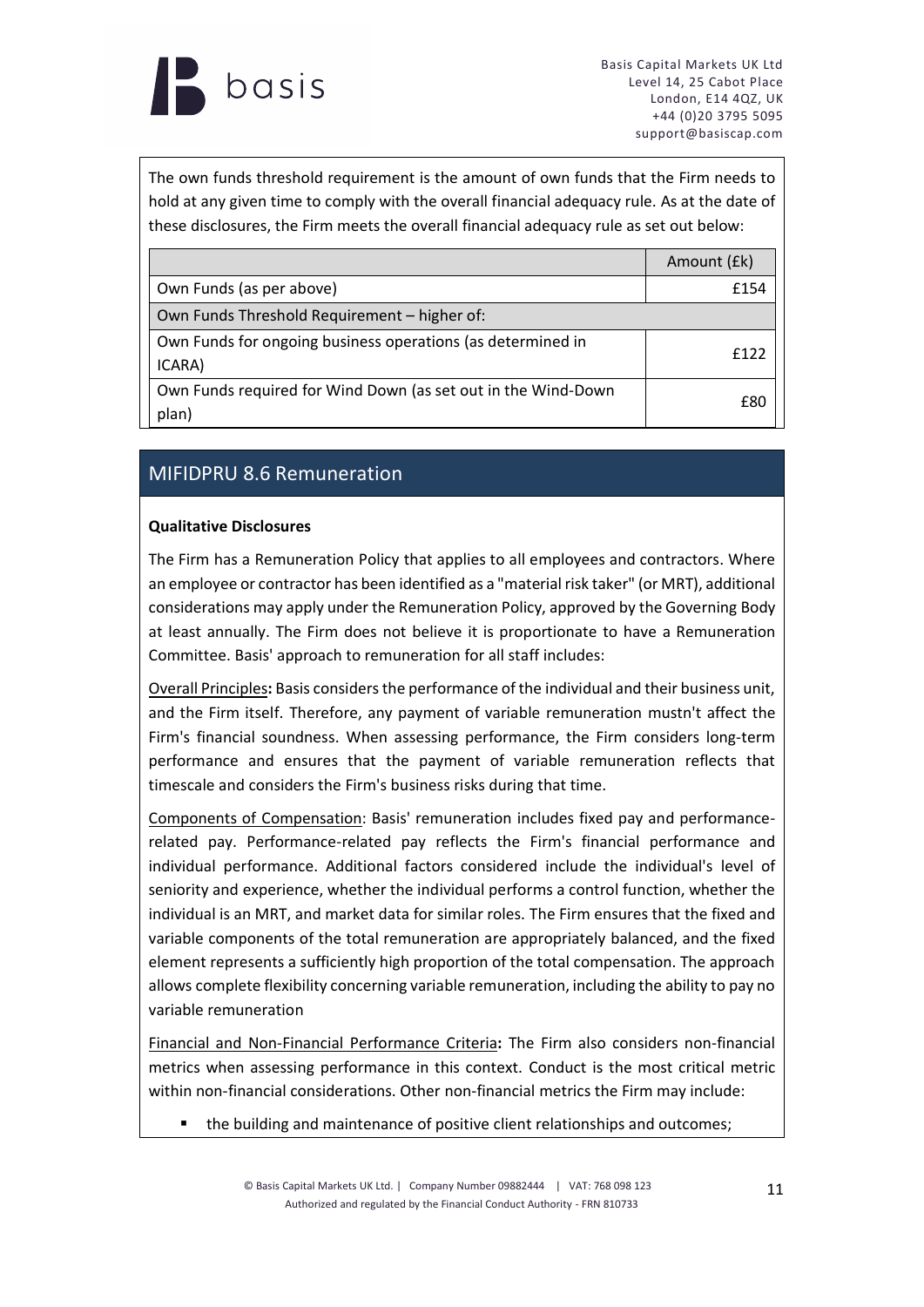The own funds threshold requirement is the amount of own funds that the Firm needs to hold at any given time to comply with the overall financial adequacy rule. As at the date of these disclosures, the Firm meets the overall financial adequacy rule as set out below:

| | Amount (£k) |
|---|---|
| Own Funds (as per above) | £154 |
| Own Funds Threshold Requirement – higher of: | |
| Own Funds for ongoing business operations (as determined in ICARA) | £122 |
| Own Funds required for Wind Down (as set out in the Wind-Down plan) | £80 |

## MIFIDPRU 8.6 Remuneration

**Qualitative Disclosures**

The Firm has a Remuneration Policy that applies to all employees and contractors. Where an employee or contractor has been identified as a "material risk taker" (or MRT), additional considerations may apply under the Remuneration Policy, approved by the Governing Body at least annually. The Firm does not believe it is proportionate to have a Remuneration Committee. Basis' approach to remuneration for all staff includes:

Overall Principles**:** Basis considers the performance of the individual and their business unit, and the Firm itself. Therefore, any payment of variable remuneration mustn't affect the Firm's financial soundness. When assessing performance, the Firm considers long-term performance and ensures that the payment of variable remuneration reflects that timescale and considers the Firm's business risks during that time.

Components of Compensation: Basis' remuneration includes fixed pay and performance-related pay. Performance-related pay reflects the Firm's financial performance and individual performance. Additional factors considered include the individual's level of seniority and experience, whether the individual performs a control function, whether the individual is an MRT, and market data for similar roles. The Firm ensures that the fixed and variable components of the total remuneration are appropriately balanced, and the fixed element represents a sufficiently high proportion of the total compensation. The approach allows complete flexibility concerning variable remuneration, including the ability to pay no variable remuneration

Financial and Non-Financial Performance Criteria**:** The Firm also considers non-financial metrics when assessing performance in this context. Conduct is the most critical metric within non-financial considerations. Other non-financial metrics the Firm may include:

- the building and maintenance of positive client relationships and outcomes;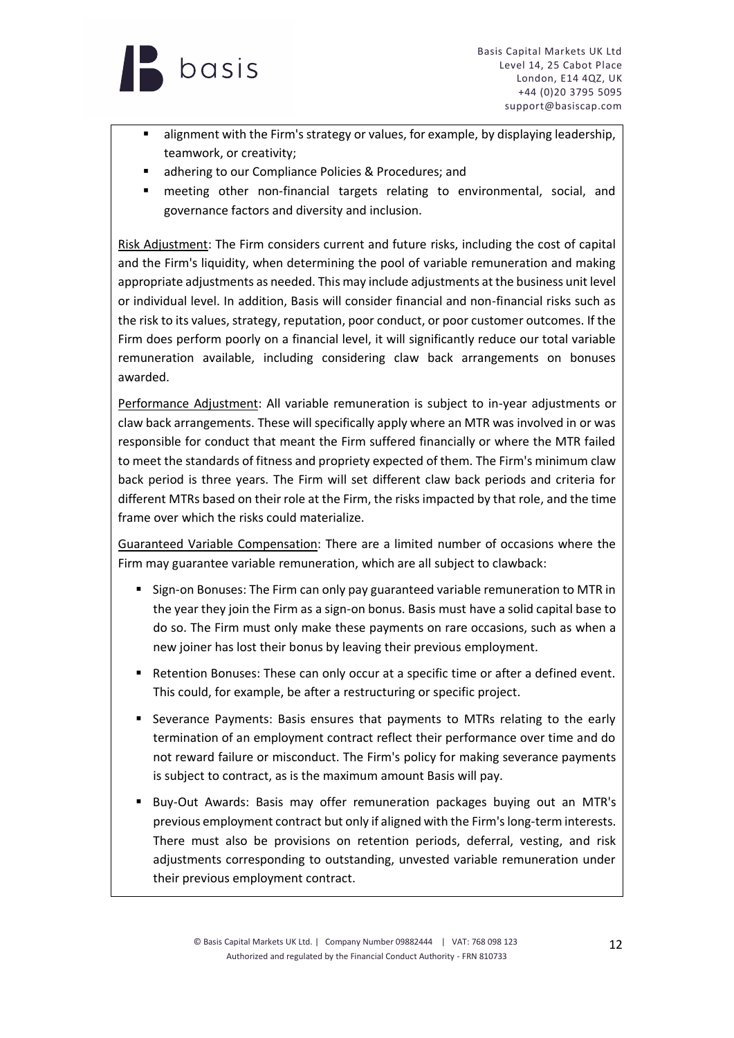- alignment with the Firm's strategy or values, for example, by displaying leadership, teamwork, or creativity;
- adhering to our Compliance Policies & Procedures; and
- meeting other non-financial targets relating to environmental, social, and governance factors and diversity and inclusion.

Risk Adjustment: The Firm considers current and future risks, including the cost of capital and the Firm's liquidity, when determining the pool of variable remuneration and making appropriate adjustments as needed. This may include adjustments at the business unit level or individual level. In addition, Basis will consider financial and non-financial risks such as the risk to its values, strategy, reputation, poor conduct, or poor customer outcomes. If the Firm does perform poorly on a financial level, it will significantly reduce our total variable remuneration available, including considering claw back arrangements on bonuses awarded.

Performance Adjustment: All variable remuneration is subject to in-year adjustments or claw back arrangements. These will specifically apply where an MTR was involved in or was responsible for conduct that meant the Firm suffered financially or where the MTR failed to meet the standards of fitness and propriety expected of them. The Firm's minimum claw back period is three years. The Firm will set different claw back periods and criteria for different MTRs based on their role at the Firm, the risks impacted by that role, and the time frame over which the risks could materialize.

Guaranteed Variable Compensation: There are a limited number of occasions where the Firm may guarantee variable remuneration, which are all subject to clawback:

- Sign-on Bonuses: The Firm can only pay guaranteed variable remuneration to MTR in the year they join the Firm as a sign-on bonus. Basis must have a solid capital base to do so. The Firm must only make these payments on rare occasions, such as when a new joiner has lost their bonus by leaving their previous employment.
- Retention Bonuses: These can only occur at a specific time or after a defined event. This could, for example, be after a restructuring or specific project.
- Severance Payments: Basis ensures that payments to MTRs relating to the early termination of an employment contract reflect their performance over time and do not reward failure or misconduct. The Firm's policy for making severance payments is subject to contract, as is the maximum amount Basis will pay.
- Buy-Out Awards: Basis may offer remuneration packages buying out an MTR's previous employment contract but only if aligned with the Firm's long-term interests. There must also be provisions on retention periods, deferral, vesting, and risk adjustments corresponding to outstanding, unvested variable remuneration under their previous employment contract.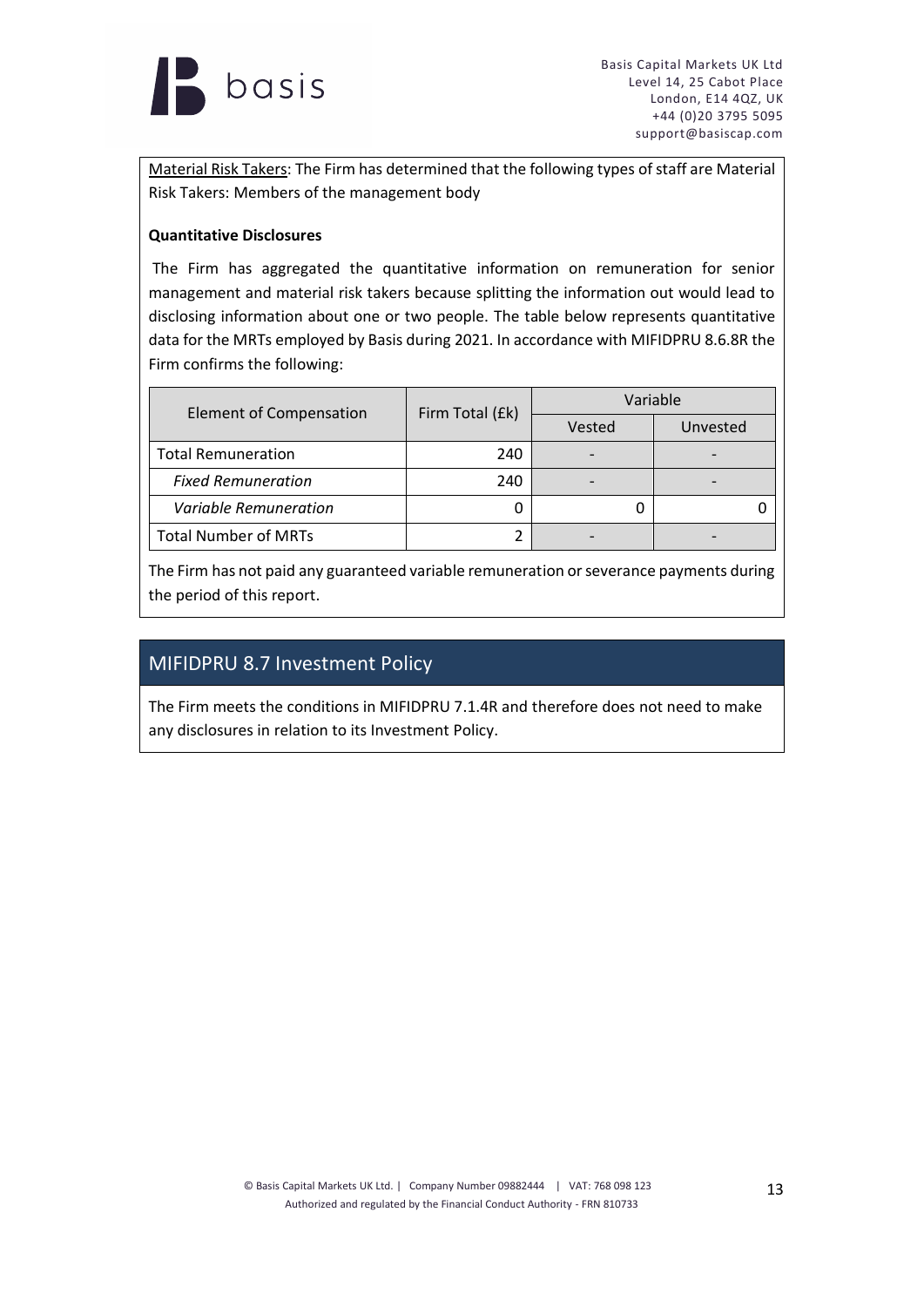<u>Material Risk Takers</u>: The Firm has determined that the following types of staff are Material Risk Takers: Members of the management body

**Quantitative Disclosures**

The Firm has aggregated the quantitative information on remuneration for senior management and material risk takers because splitting the information out would lead to disclosing information about one or two people. The table below represents quantitative data for the MRTs employed by Basis during 2021. In accordance with MIFIDPRU 8.6.8R the Firm confirms the following:

| Element of Compensation | Firm Total (£k) | Variable | |
|---|---|---|---|
| | | Vested | Unvested |
| Total Remuneration | 240 | - | - |
| *Fixed Remuneration* | 240 | - | - |
| *Variable Remuneration* | 0 | 0 | 0 |
| Total Number of MRTs | 2 | - | - |

The Firm has not paid any guaranteed variable remuneration or severance payments during the period of this report.

## MIFIDPRU 8.7 Investment Policy

The Firm meets the conditions in MIFIDPRU 7.1.4R and therefore does not need to make any disclosures in relation to its Investment Policy.